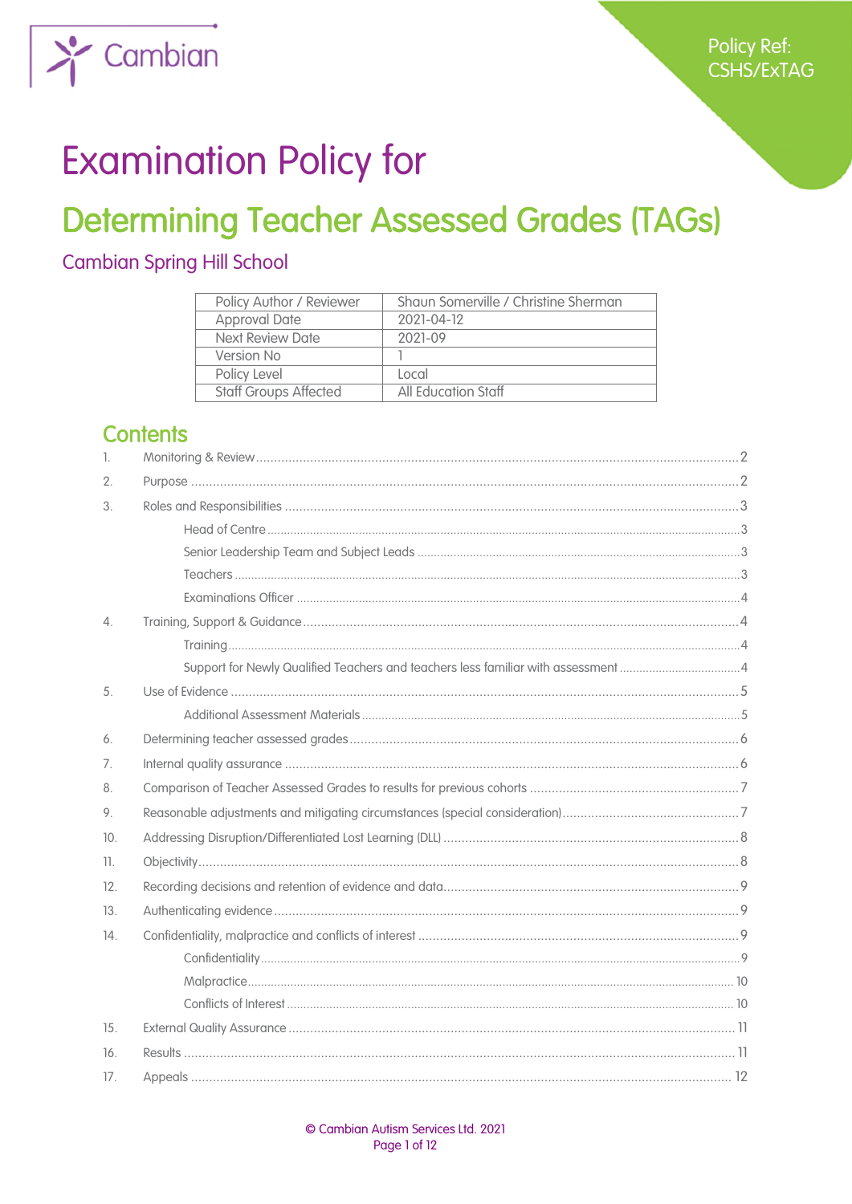Policy Ref: CSHS/ExTAG

# Examination Policy for

# Determining Teacher Assessed Grades (TAGs)

## Cambian Spring Hill School

| Policy Author / Reviewer | Shaun Somerville / Christine Sherman |
|---|---|
| Approval Date | 2021-04-12 |
| Next Review Date | 2021-09 |
| Version No | 1 |
| Policy Level | Local |
| Staff Groups Affected | All Education Staff |

## Contents

1. Monitoring & Review ..... 2
2. Purpose ..... 2
3. Roles and Responsibilities ..... 3
   - Head of Centre ..... 3
   - Senior Leadership Team and Subject Leads ..... 3
   - Teachers ..... 3
   - Examinations Officer ..... 4
4. Training, Support & Guidance ..... 4
   - Training ..... 4
   - Support for Newly Qualified Teachers and teachers less familiar with assessment ..... 4
5. Use of Evidence ..... 5
   - Additional Assessment Materials ..... 5
6. Determining teacher assessed grades ..... 6
7. Internal quality assurance ..... 6
8. Comparison of Teacher Assessed Grades to results for previous cohorts ..... 7
9. Reasonable adjustments and mitigating circumstances (special consideration) ..... 7
10. Addressing Disruption/Differentiated Lost Learning (DLL) ..... 8
11. Objectivity ..... 8
12. Recording decisions and retention of evidence and data ..... 9
13. Authenticating evidence ..... 9
14. Confidentiality, malpractice and conflicts of interest ..... 9
    - Confidentiality ..... 9
    - Malpractice ..... 10
    - Conflicts of Interest ..... 10
15. External Quality Assurance ..... 11
16. Results ..... 11
17. Appeals ..... 12

© Cambian Autism Services Ltd. 2021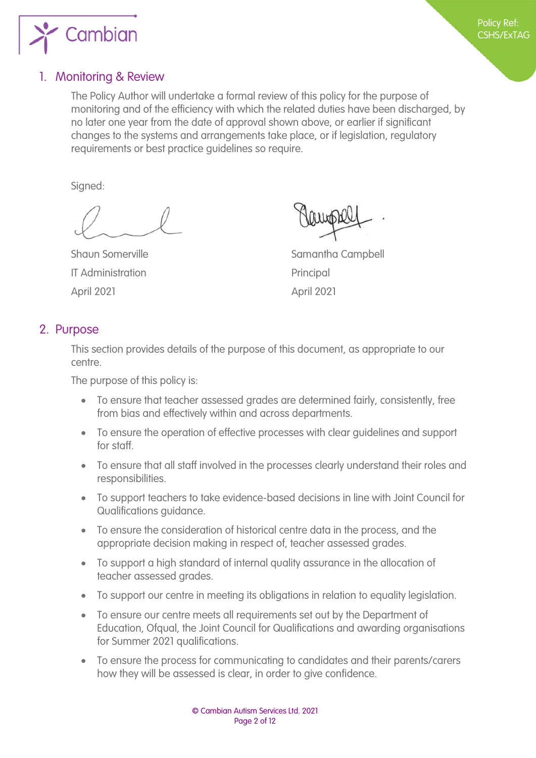## 1. Monitoring & Review

The Policy Author will undertake a formal review of this policy for the purpose of monitoring and of the efficiency with which the related duties have been discharged, by no later one year from the date of approval shown above, or earlier if significant changes to the systems and arrangements take place, or if legislation, regulatory requirements or best practice guidelines so require.

Signed:

Shaun Somerville
IT Administration
April 2021

Samantha Campbell
Principal
April 2021

## 2. Purpose

This section provides details of the purpose of this document, as appropriate to our centre.

The purpose of this policy is:

- To ensure that teacher assessed grades are determined fairly, consistently, free from bias and effectively within and across departments.
- To ensure the operation of effective processes with clear guidelines and support for staff.
- To ensure that all staff involved in the processes clearly understand their roles and responsibilities.
- To support teachers to take evidence-based decisions in line with Joint Council for Qualifications guidance.
- To ensure the consideration of historical centre data in the process, and the appropriate decision making in respect of, teacher assessed grades.
- To support a high standard of internal quality assurance in the allocation of teacher assessed grades.
- To support our centre in meeting its obligations in relation to equality legislation.
- To ensure our centre meets all requirements set out by the Department of Education, Ofqual, the Joint Council for Qualifications and awarding organisations for Summer 2021 qualifications.
- To ensure the process for communicating to candidates and their parents/carers how they will be assessed is clear, in order to give confidence.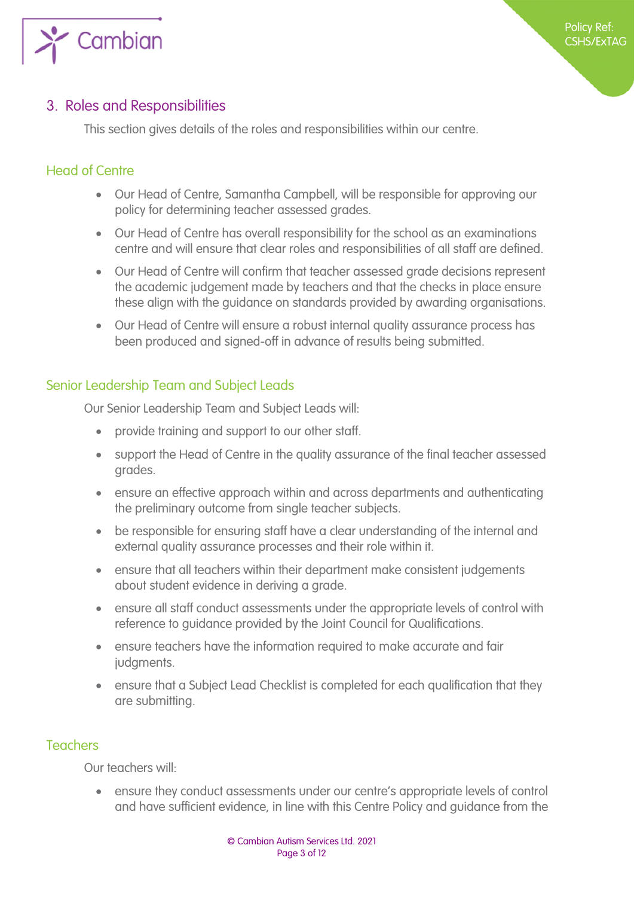## 3. Roles and Responsibilities

This section gives details of the roles and responsibilities within our centre.

### Head of Centre

- Our Head of Centre, Samantha Campbell, will be responsible for approving our policy for determining teacher assessed grades.
- Our Head of Centre has overall responsibility for the school as an examinations centre and will ensure that clear roles and responsibilities of all staff are defined.
- Our Head of Centre will confirm that teacher assessed grade decisions represent the academic judgement made by teachers and that the checks in place ensure these align with the guidance on standards provided by awarding organisations.
- Our Head of Centre will ensure a robust internal quality assurance process has been produced and signed-off in advance of results being submitted.

### Senior Leadership Team and Subject Leads

Our Senior Leadership Team and Subject Leads will:

- provide training and support to our other staff.
- support the Head of Centre in the quality assurance of the final teacher assessed grades.
- ensure an effective approach within and across departments and authenticating the preliminary outcome from single teacher subjects.
- be responsible for ensuring staff have a clear understanding of the internal and external quality assurance processes and their role within it.
- ensure that all teachers within their department make consistent judgements about student evidence in deriving a grade.
- ensure all staff conduct assessments under the appropriate levels of control with reference to guidance provided by the Joint Council for Qualifications.
- ensure teachers have the information required to make accurate and fair judgments.
- ensure that a Subject Lead Checklist is completed for each qualification that they are submitting.

### Teachers

Our teachers will:

- ensure they conduct assessments under our centre's appropriate levels of control and have sufficient evidence, in line with this Centre Policy and guidance from the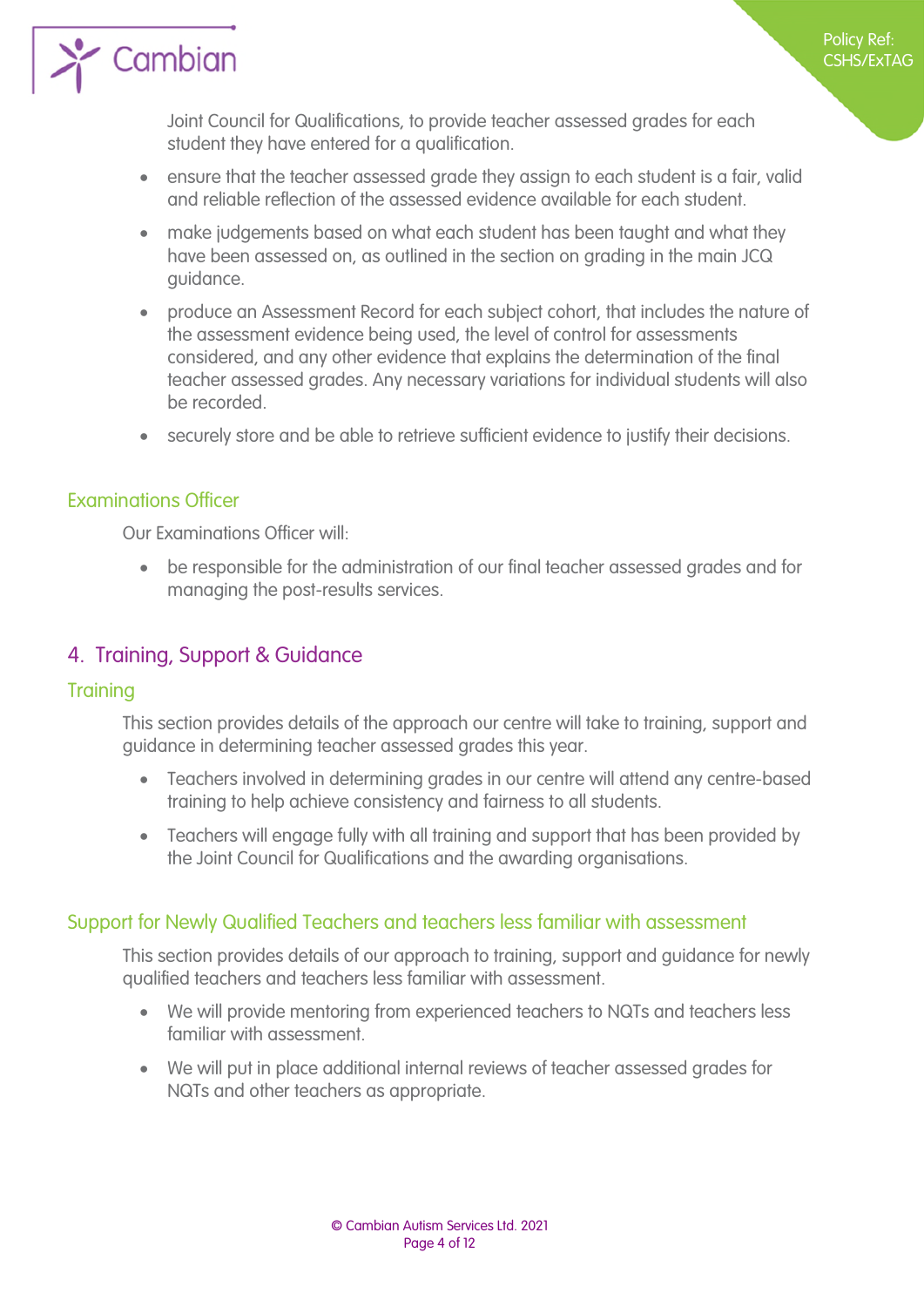Joint Council for Qualifications, to provide teacher assessed grades for each student they have entered for a qualification.

- ensure that the teacher assessed grade they assign to each student is a fair, valid and reliable reflection of the assessed evidence available for each student.
- make judgements based on what each student has been taught and what they have been assessed on, as outlined in the section on grading in the main JCQ guidance.
- produce an Assessment Record for each subject cohort, that includes the nature of the assessment evidence being used, the level of control for assessments considered, and any other evidence that explains the determination of the final teacher assessed grades. Any necessary variations for individual students will also be recorded.
- securely store and be able to retrieve sufficient evidence to justify their decisions.

### Examinations Officer

Our Examinations Officer will:

- be responsible for the administration of our final teacher assessed grades and for managing the post-results services.

## 4. Training, Support & Guidance

### Training

This section provides details of the approach our centre will take to training, support and guidance in determining teacher assessed grades this year.

- Teachers involved in determining grades in our centre will attend any centre-based training to help achieve consistency and fairness to all students.
- Teachers will engage fully with all training and support that has been provided by the Joint Council for Qualifications and the awarding organisations.

### Support for Newly Qualified Teachers and teachers less familiar with assessment

This section provides details of our approach to training, support and guidance for newly qualified teachers and teachers less familiar with assessment.

- We will provide mentoring from experienced teachers to NQTs and teachers less familiar with assessment.
- We will put in place additional internal reviews of teacher assessed grades for NQTs and other teachers as appropriate.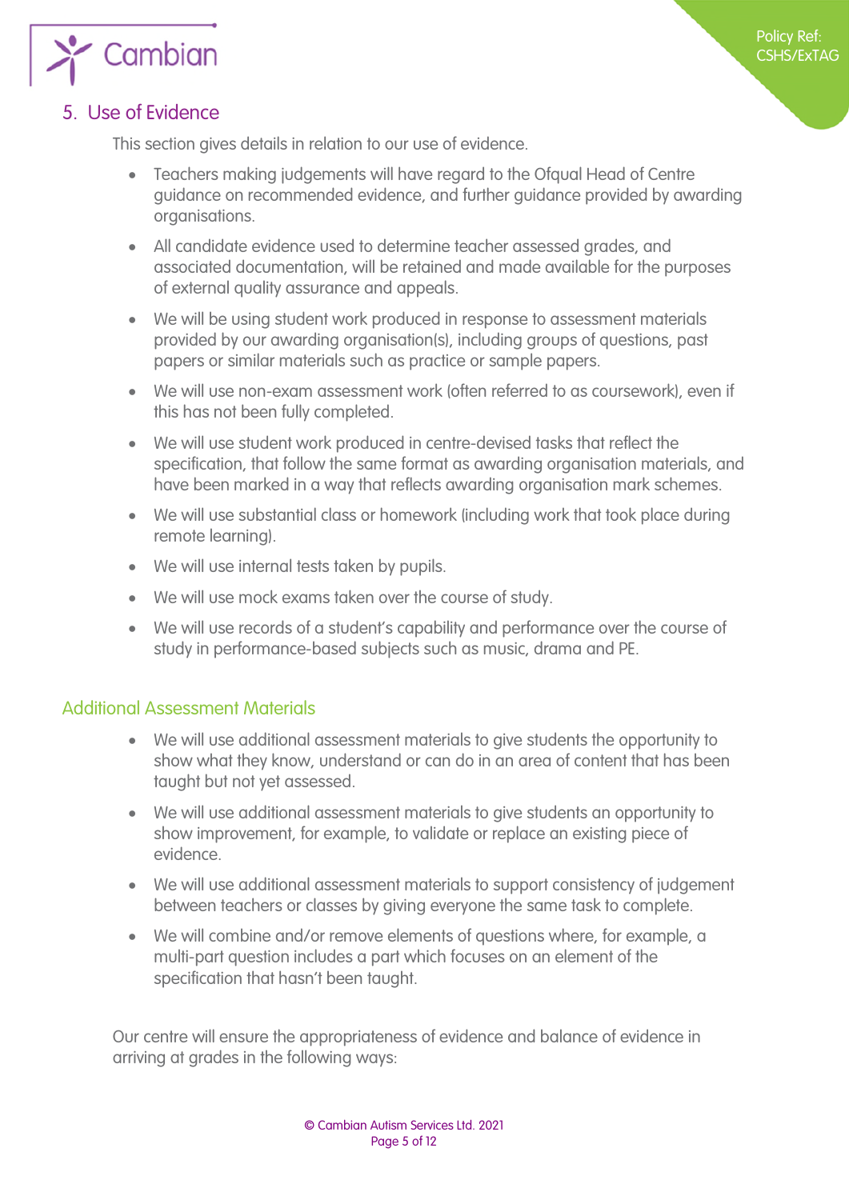## 5. Use of Evidence

This section gives details in relation to our use of evidence.

- Teachers making judgements will have regard to the Ofqual Head of Centre guidance on recommended evidence, and further guidance provided by awarding organisations.
- All candidate evidence used to determine teacher assessed grades, and associated documentation, will be retained and made available for the purposes of external quality assurance and appeals.
- We will be using student work produced in response to assessment materials provided by our awarding organisation(s), including groups of questions, past papers or similar materials such as practice or sample papers.
- We will use non-exam assessment work (often referred to as coursework), even if this has not been fully completed.
- We will use student work produced in centre-devised tasks that reflect the specification, that follow the same format as awarding organisation materials, and have been marked in a way that reflects awarding organisation mark schemes.
- We will use substantial class or homework (including work that took place during remote learning).
- We will use internal tests taken by pupils.
- We will use mock exams taken over the course of study.
- We will use records of a student's capability and performance over the course of study in performance-based subjects such as music, drama and PE.

### Additional Assessment Materials

- We will use additional assessment materials to give students the opportunity to show what they know, understand or can do in an area of content that has been taught but not yet assessed.
- We will use additional assessment materials to give students an opportunity to show improvement, for example, to validate or replace an existing piece of evidence.
- We will use additional assessment materials to support consistency of judgement between teachers or classes by giving everyone the same task to complete.
- We will combine and/or remove elements of questions where, for example, a multi-part question includes a part which focuses on an element of the specification that hasn't been taught.

Our centre will ensure the appropriateness of evidence and balance of evidence in arriving at grades in the following ways: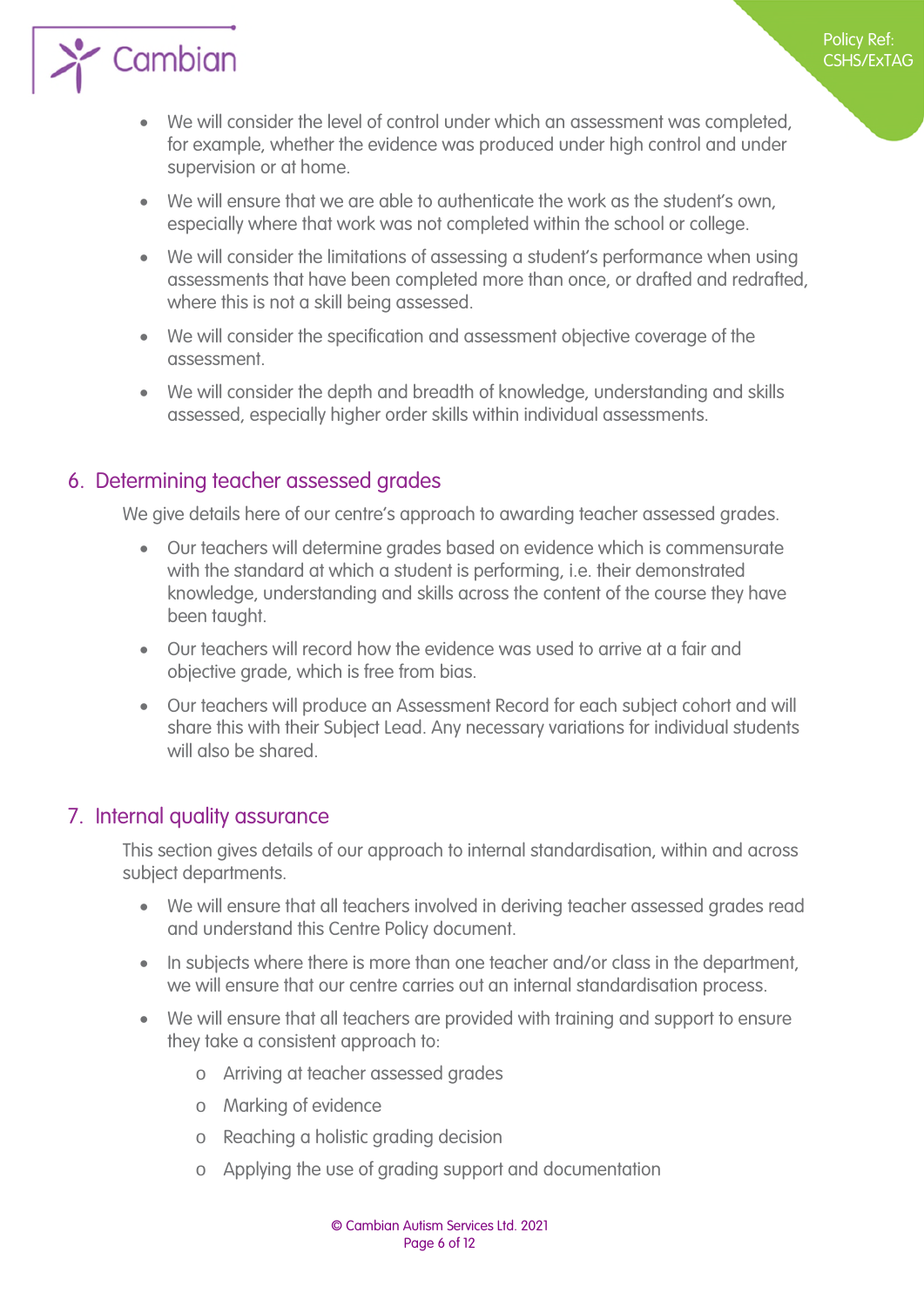- We will consider the level of control under which an assessment was completed, for example, whether the evidence was produced under high control and under supervision or at home.
- We will ensure that we are able to authenticate the work as the student's own, especially where that work was not completed within the school or college.
- We will consider the limitations of assessing a student's performance when using assessments that have been completed more than once, or drafted and redrafted, where this is not a skill being assessed.
- We will consider the specification and assessment objective coverage of the assessment.
- We will consider the depth and breadth of knowledge, understanding and skills assessed, especially higher order skills within individual assessments.

## 6. Determining teacher assessed grades

We give details here of our centre's approach to awarding teacher assessed grades.

- Our teachers will determine grades based on evidence which is commensurate with the standard at which a student is performing, i.e. their demonstrated knowledge, understanding and skills across the content of the course they have been taught.
- Our teachers will record how the evidence was used to arrive at a fair and objective grade, which is free from bias.
- Our teachers will produce an Assessment Record for each subject cohort and will share this with their Subject Lead. Any necessary variations for individual students will also be shared.

## 7. Internal quality assurance

This section gives details of our approach to internal standardisation, within and across subject departments.

- We will ensure that all teachers involved in deriving teacher assessed grades read and understand this Centre Policy document.
- In subjects where there is more than one teacher and/or class in the department, we will ensure that our centre carries out an internal standardisation process.
- We will ensure that all teachers are provided with training and support to ensure they take a consistent approach to:
    - Arriving at teacher assessed grades
    - Marking of evidence
    - Reaching a holistic grading decision
    - Applying the use of grading support and documentation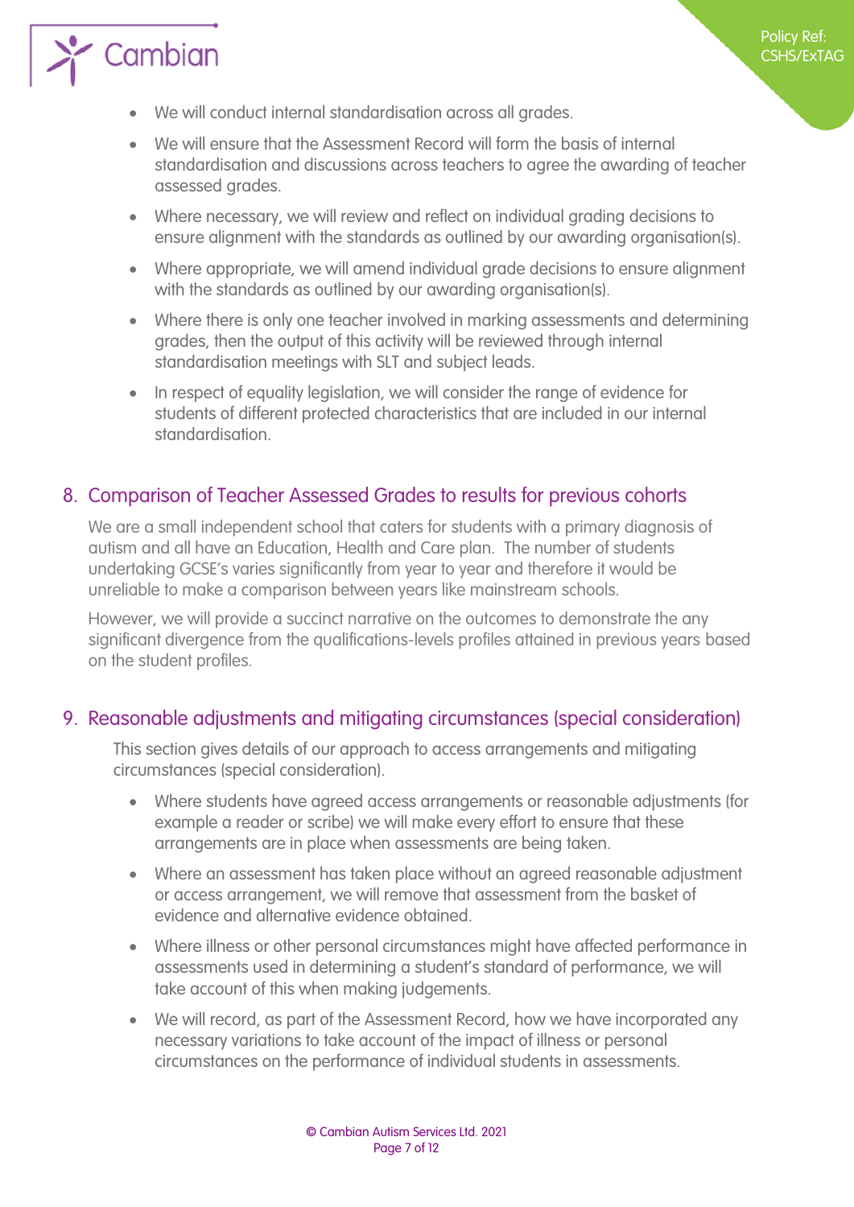- We will conduct internal standardisation across all grades.
- We will ensure that the Assessment Record will form the basis of internal standardisation and discussions across teachers to agree the awarding of teacher assessed grades.
- Where necessary, we will review and reflect on individual grading decisions to ensure alignment with the standards as outlined by our awarding organisation(s).
- Where appropriate, we will amend individual grade decisions to ensure alignment with the standards as outlined by our awarding organisation(s).
- Where there is only one teacher involved in marking assessments and determining grades, then the output of this activity will be reviewed through internal standardisation meetings with SLT and subject leads.
- In respect of equality legislation, we will consider the range of evidence for students of different protected characteristics that are included in our internal standardisation.

## 8. Comparison of Teacher Assessed Grades to results for previous cohorts

We are a small independent school that caters for students with a primary diagnosis of autism and all have an Education, Health and Care plan. The number of students undertaking GCSE's varies significantly from year to year and therefore it would be unreliable to make a comparison between years like mainstream schools.

However, we will provide a succinct narrative on the outcomes to demonstrate the any significant divergence from the qualifications-levels profiles attained in previous years based on the student profiles.

## 9. Reasonable adjustments and mitigating circumstances (special consideration)

This section gives details of our approach to access arrangements and mitigating circumstances (special consideration).

- Where students have agreed access arrangements or reasonable adjustments (for example a reader or scribe) we will make every effort to ensure that these arrangements are in place when assessments are being taken.
- Where an assessment has taken place without an agreed reasonable adjustment or access arrangement, we will remove that assessment from the basket of evidence and alternative evidence obtained.
- Where illness or other personal circumstances might have affected performance in assessments used in determining a student's standard of performance, we will take account of this when making judgements.
- We will record, as part of the Assessment Record, how we have incorporated any necessary variations to take account of the impact of illness or personal circumstances on the performance of individual students in assessments.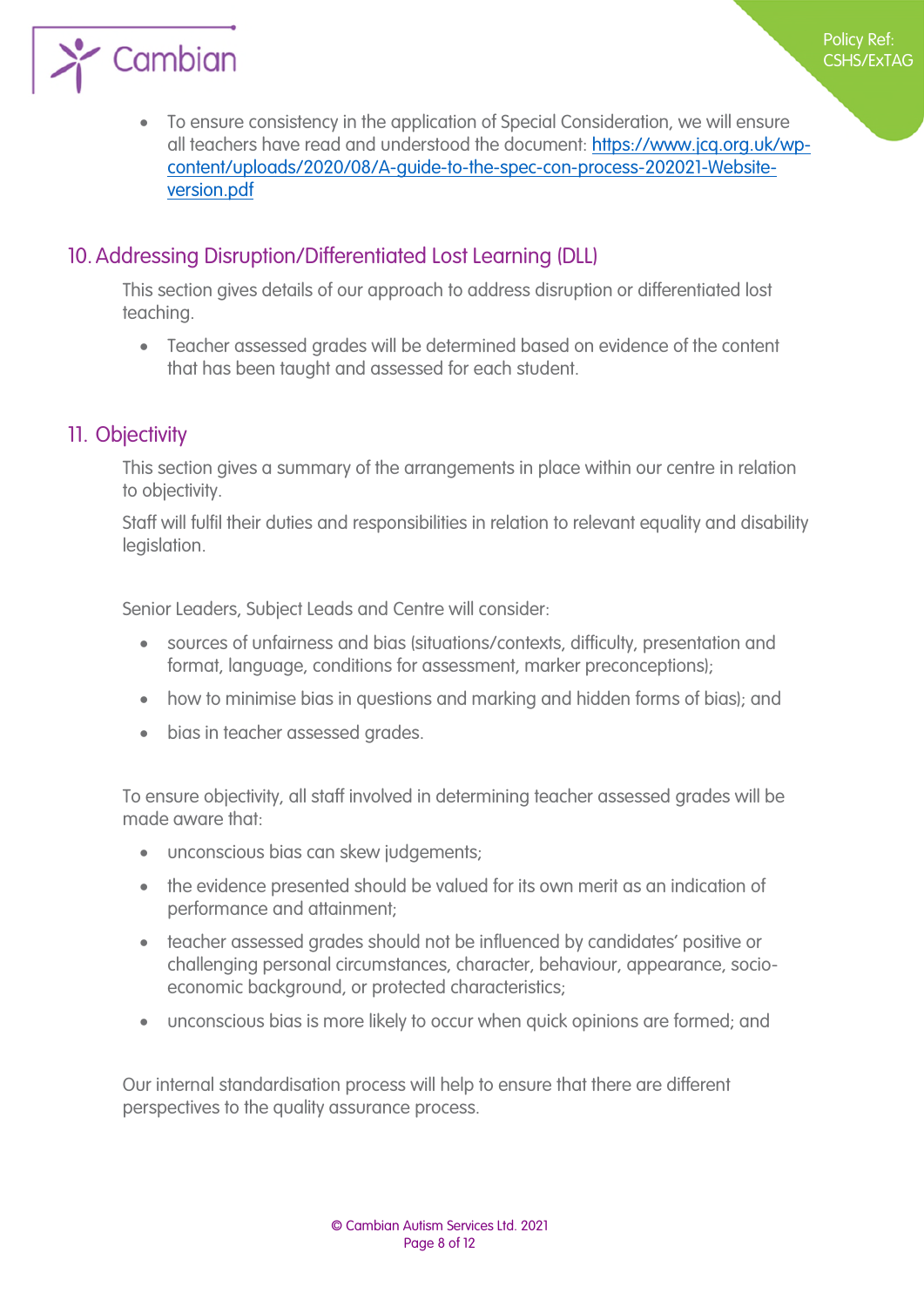- To ensure consistency in the application of Special Consideration, we will ensure all teachers have read and understood the document: [https://www.jcq.org.uk/wp-content/uploads/2020/08/A-guide-to-the-spec-con-process-202021-Website-version.pdf](https://www.jcq.org.uk/wp-content/uploads/2020/08/A-guide-to-the-spec-con-process-202021-Website-version.pdf)

## 10. Addressing Disruption/Differentiated Lost Learning (DLL)

This section gives details of our approach to address disruption or differentiated lost teaching.

- Teacher assessed grades will be determined based on evidence of the content that has been taught and assessed for each student.

## 11. Objectivity

This section gives a summary of the arrangements in place within our centre in relation to objectivity.

Staff will fulfil their duties and responsibilities in relation to relevant equality and disability legislation.

Senior Leaders, Subject Leads and Centre will consider:

- sources of unfairness and bias (situations/contexts, difficulty, presentation and format, language, conditions for assessment, marker preconceptions);
- how to minimise bias in questions and marking and hidden forms of bias); and
- bias in teacher assessed grades.

To ensure objectivity, all staff involved in determining teacher assessed grades will be made aware that:

- unconscious bias can skew judgements;
- the evidence presented should be valued for its own merit as an indication of performance and attainment;
- teacher assessed grades should not be influenced by candidates' positive or challenging personal circumstances, character, behaviour, appearance, socio-economic background, or protected characteristics;
- unconscious bias is more likely to occur when quick opinions are formed; and

Our internal standardisation process will help to ensure that there are different perspectives to the quality assurance process.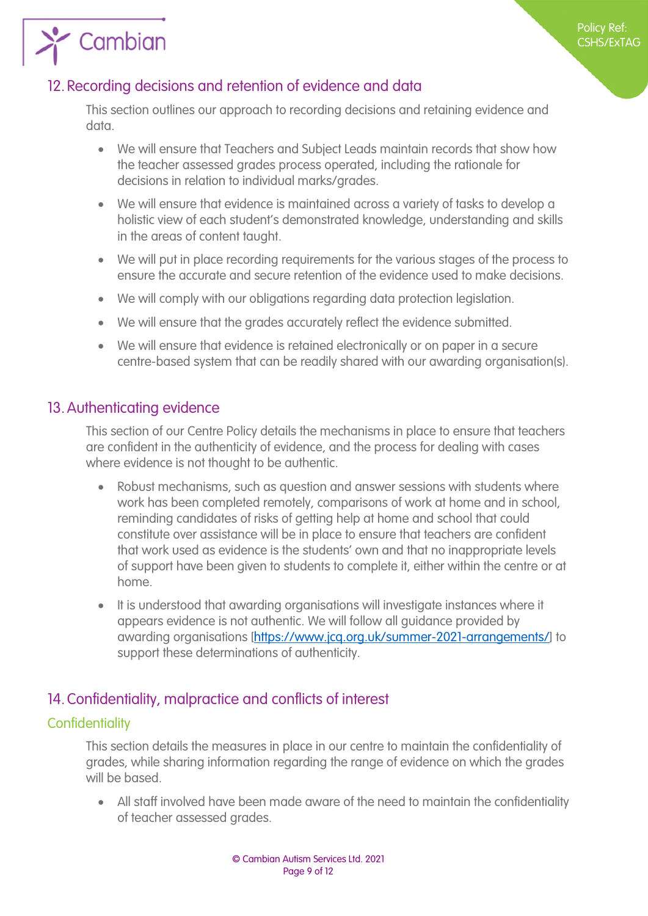## 12. Recording decisions and retention of evidence and data

This section outlines our approach to recording decisions and retaining evidence and data.

- We will ensure that Teachers and Subject Leads maintain records that show how the teacher assessed grades process operated, including the rationale for decisions in relation to individual marks/grades.
- We will ensure that evidence is maintained across a variety of tasks to develop a holistic view of each student's demonstrated knowledge, understanding and skills in the areas of content taught.
- We will put in place recording requirements for the various stages of the process to ensure the accurate and secure retention of the evidence used to make decisions.
- We will comply with our obligations regarding data protection legislation.
- We will ensure that the grades accurately reflect the evidence submitted.
- We will ensure that evidence is retained electronically or on paper in a secure centre-based system that can be readily shared with our awarding organisation(s).

## 13. Authenticating evidence

This section of our Centre Policy details the mechanisms in place to ensure that teachers are confident in the authenticity of evidence, and the process for dealing with cases where evidence is not thought to be authentic.

- Robust mechanisms, such as question and answer sessions with students where work has been completed remotely, comparisons of work at home and in school, reminding candidates of risks of getting help at home and school that could constitute over assistance will be in place to ensure that teachers are confident that work used as evidence is the students' own and that no inappropriate levels of support have been given to students to complete it, either within the centre or at home.
- It is understood that awarding organisations will investigate instances where it appears evidence is not authentic. We will follow all guidance provided by awarding organisations [https://www.jcq.org.uk/summer-2021-arrangements/] to support these determinations of authenticity.

## 14. Confidentiality, malpractice and conflicts of interest

### Confidentiality

This section details the measures in place in our centre to maintain the confidentiality of grades, while sharing information regarding the range of evidence on which the grades will be based.

- All staff involved have been made aware of the need to maintain the confidentiality of teacher assessed grades.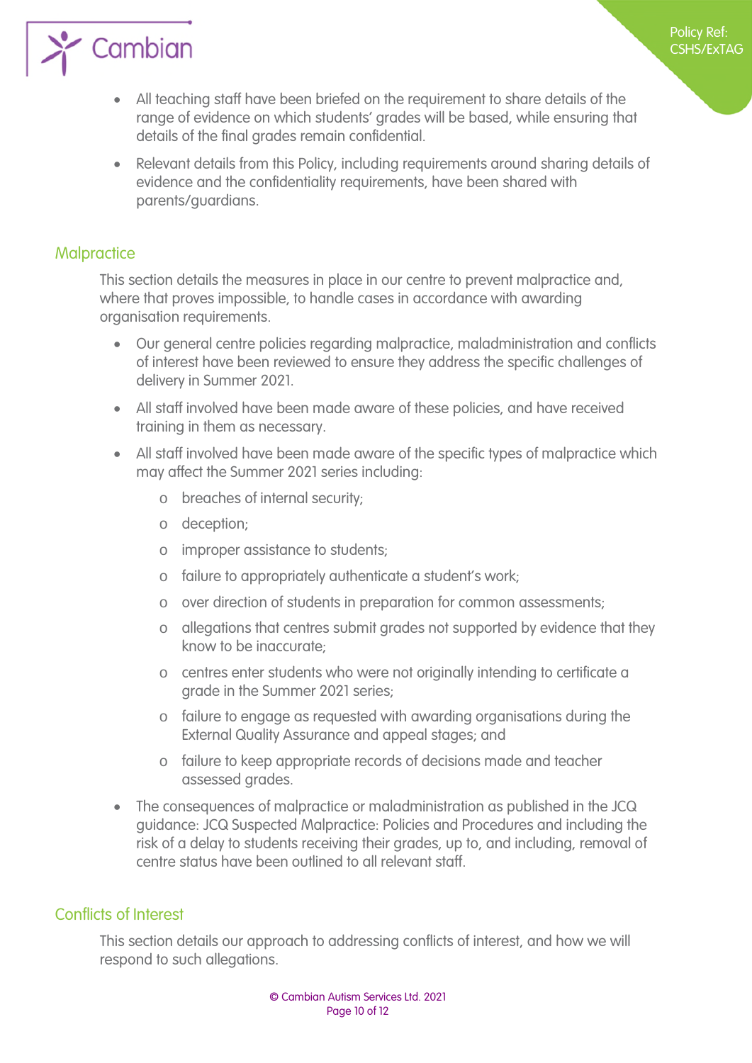- All teaching staff have been briefed on the requirement to share details of the range of evidence on which students' grades will be based, while ensuring that details of the final grades remain confidential.
- Relevant details from this Policy, including requirements around sharing details of evidence and the confidentiality requirements, have been shared with parents/guardians.

## Malpractice

This section details the measures in place in our centre to prevent malpractice and, where that proves impossible, to handle cases in accordance with awarding organisation requirements.

- Our general centre policies regarding malpractice, maladministration and conflicts of interest have been reviewed to ensure they address the specific challenges of delivery in Summer 2021.
- All staff involved have been made aware of these policies, and have received training in them as necessary.
- All staff involved have been made aware of the specific types of malpractice which may affect the Summer 2021 series including:
    - breaches of internal security;
    - deception;
    - improper assistance to students;
    - failure to appropriately authenticate a student's work;
    - over direction of students in preparation for common assessments;
    - allegations that centres submit grades not supported by evidence that they know to be inaccurate;
    - centres enter students who were not originally intending to certificate a grade in the Summer 2021 series;
    - failure to engage as requested with awarding organisations during the External Quality Assurance and appeal stages; and
    - failure to keep appropriate records of decisions made and teacher assessed grades.
- The consequences of malpractice or maladministration as published in the JCQ guidance: JCQ Suspected Malpractice: Policies and Procedures and including the risk of a delay to students receiving their grades, up to, and including, removal of centre status have been outlined to all relevant staff.

## Conflicts of Interest

This section details our approach to addressing conflicts of interest, and how we will respond to such allegations.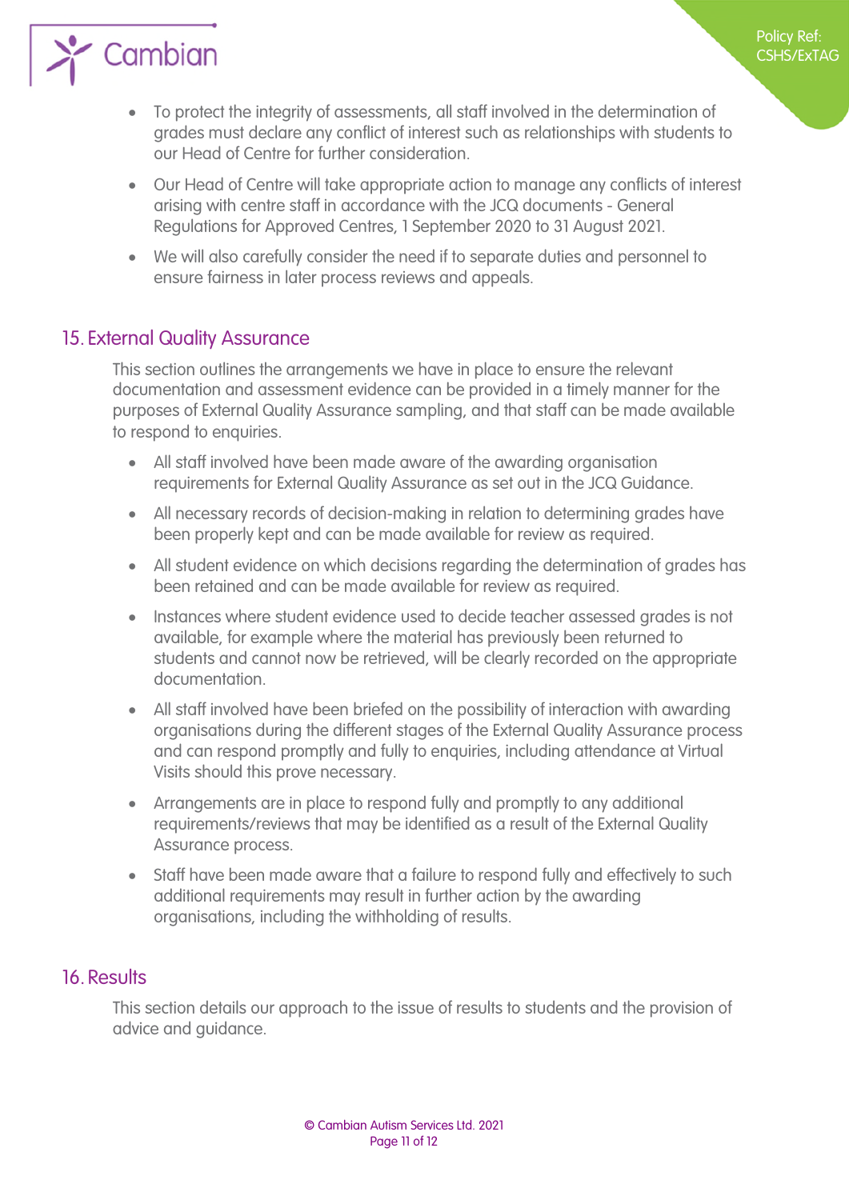- To protect the integrity of assessments, all staff involved in the determination of grades must declare any conflict of interest such as relationships with students to our Head of Centre for further consideration.
- Our Head of Centre will take appropriate action to manage any conflicts of interest arising with centre staff in accordance with the JCQ documents - General Regulations for Approved Centres, 1 September 2020 to 31 August 2021.
- We will also carefully consider the need if to separate duties and personnel to ensure fairness in later process reviews and appeals.

## 15. External Quality Assurance

This section outlines the arrangements we have in place to ensure the relevant documentation and assessment evidence can be provided in a timely manner for the purposes of External Quality Assurance sampling, and that staff can be made available to respond to enquiries.

- All staff involved have been made aware of the awarding organisation requirements for External Quality Assurance as set out in the JCQ Guidance.
- All necessary records of decision-making in relation to determining grades have been properly kept and can be made available for review as required.
- All student evidence on which decisions regarding the determination of grades has been retained and can be made available for review as required.
- Instances where student evidence used to decide teacher assessed grades is not available, for example where the material has previously been returned to students and cannot now be retrieved, will be clearly recorded on the appropriate documentation.
- All staff involved have been briefed on the possibility of interaction with awarding organisations during the different stages of the External Quality Assurance process and can respond promptly and fully to enquiries, including attendance at Virtual Visits should this prove necessary.
- Arrangements are in place to respond fully and promptly to any additional requirements/reviews that may be identified as a result of the External Quality Assurance process.
- Staff have been made aware that a failure to respond fully and effectively to such additional requirements may result in further action by the awarding organisations, including the withholding of results.

## 16. Results

This section details our approach to the issue of results to students and the provision of advice and guidance.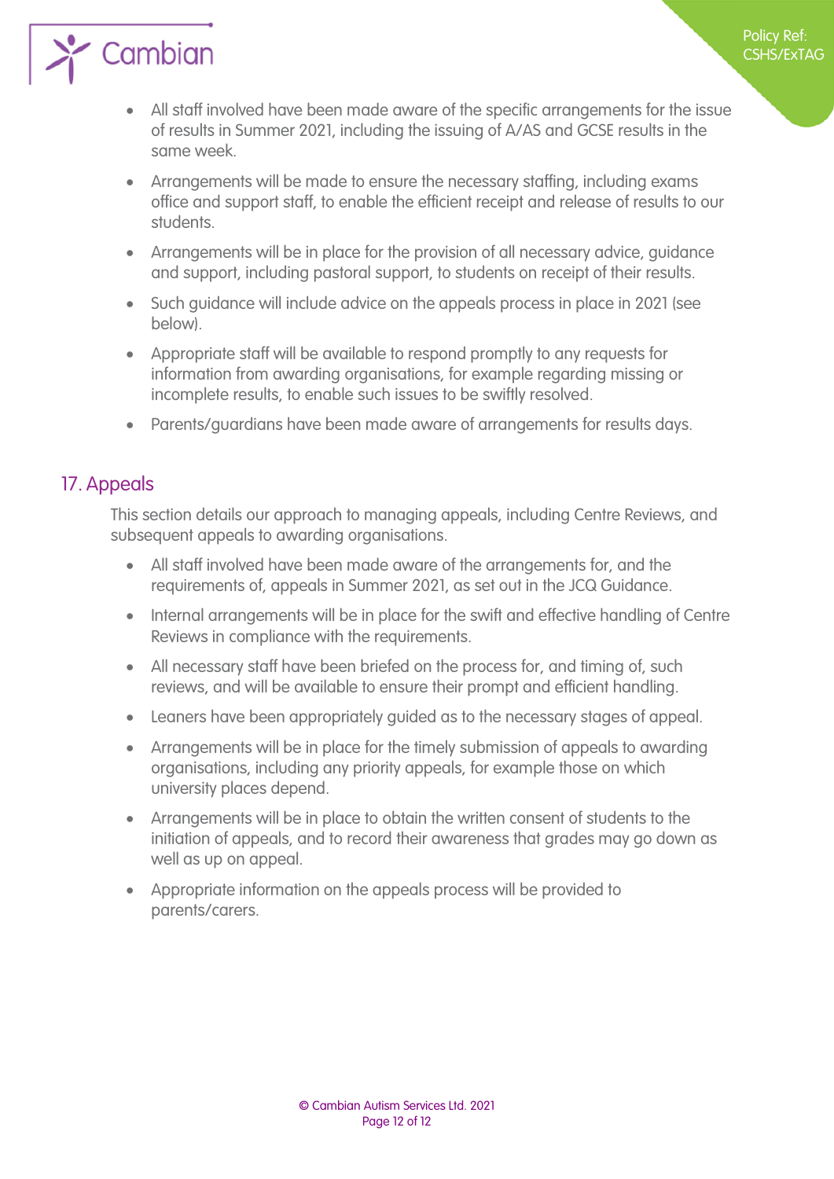- All staff involved have been made aware of the specific arrangements for the issue of results in Summer 2021, including the issuing of A/AS and GCSE results in the same week.
- Arrangements will be made to ensure the necessary staffing, including exams office and support staff, to enable the efficient receipt and release of results to our students.
- Arrangements will be in place for the provision of all necessary advice, guidance and support, including pastoral support, to students on receipt of their results.
- Such guidance will include advice on the appeals process in place in 2021 (see below).
- Appropriate staff will be available to respond promptly to any requests for information from awarding organisations, for example regarding missing or incomplete results, to enable such issues to be swiftly resolved.
- Parents/guardians have been made aware of arrangements for results days.

## 17. Appeals

This section details our approach to managing appeals, including Centre Reviews, and subsequent appeals to awarding organisations.

- All staff involved have been made aware of the arrangements for, and the requirements of, appeals in Summer 2021, as set out in the JCQ Guidance.
- Internal arrangements will be in place for the swift and effective handling of Centre Reviews in compliance with the requirements.
- All necessary staff have been briefed on the process for, and timing of, such reviews, and will be available to ensure their prompt and efficient handling.
- Leaners have been appropriately guided as to the necessary stages of appeal.
- Arrangements will be in place for the timely submission of appeals to awarding organisations, including any priority appeals, for example those on which university places depend.
- Arrangements will be in place to obtain the written consent of students to the initiation of appeals, and to record their awareness that grades may go down as well as up on appeal.
- Appropriate information on the appeals process will be provided to parents/carers.